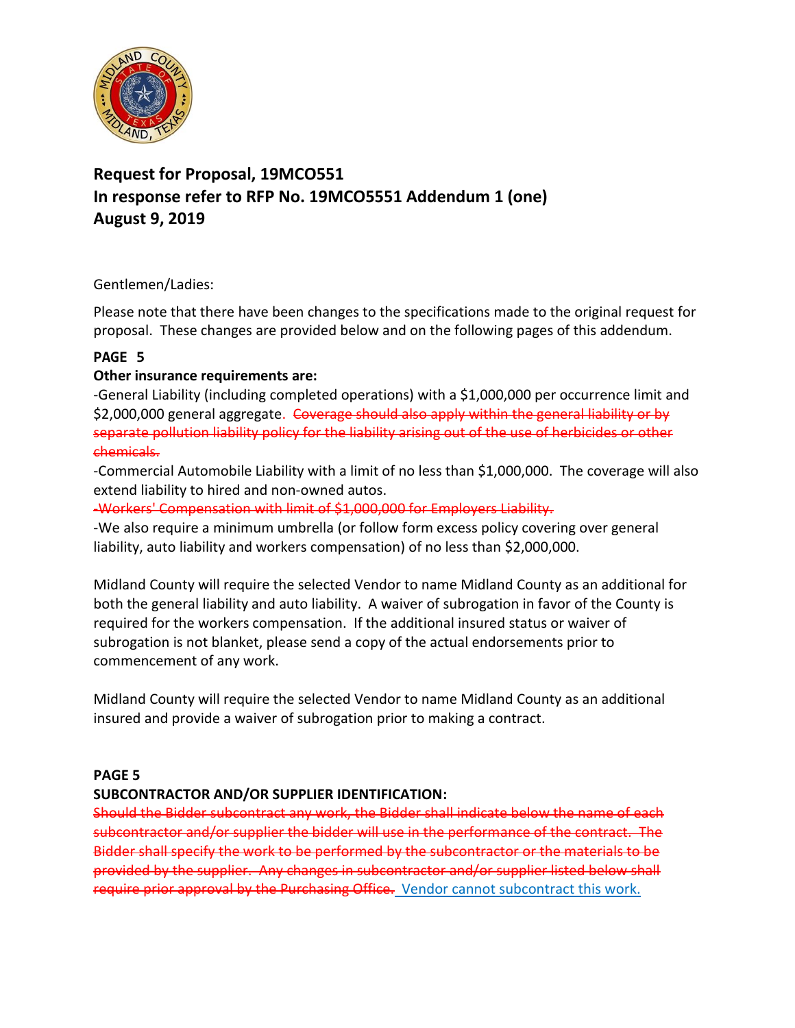# Request for Proposal, 19MCO551
# In response refer to RFP No. 19MCO5551 Addendum 1 (one)
# August 9, 2019

Gentlemen/Ladies:

Please note that there have been changes to the specifications made to the original request for proposal. These changes are provided below and on the following pages of this addendum.

**PAGE 5**

**Other insurance requirements are:**

-General Liability (including completed operations) with a $1,000,000 per occurrence limit and $2,000,000 general aggregate. ~~Coverage should also apply within the general liability or by separate pollution liability policy for the liability arising out of the use of herbicides or other chemicals.~~

-Commercial Automobile Liability with a limit of no less than $1,000,000. The coverage will also extend liability to hired and non-owned autos.

~~-Workers' Compensation with limit of $1,000,000 for Employers Liability.~~

-We also require a minimum umbrella (or follow form excess policy covering over general liability, auto liability and workers compensation) of no less than $2,000,000.

Midland County will require the selected Vendor to name Midland County as an additional for both the general liability and auto liability. A waiver of subrogation in favor of the County is required for the workers compensation. If the additional insured status or waiver of subrogation is not blanket, please send a copy of the actual endorsements prior to commencement of any work.

Midland County will require the selected Vendor to name Midland County as an additional insured and provide a waiver of subrogation prior to making a contract.

**PAGE 5**

**SUBCONTRACTOR AND/OR SUPPLIER IDENTIFICATION:**

~~Should the Bidder subcontract any work, the Bidder shall indicate below the name of each subcontractor and/or supplier the bidder will use in the performance of the contract. The Bidder shall specify the work to be performed by the subcontractor or the materials to be provided by the supplier. Any changes in subcontractor and/or supplier listed below shall require prior approval by the Purchasing Office.~~ Vendor cannot subcontract this work.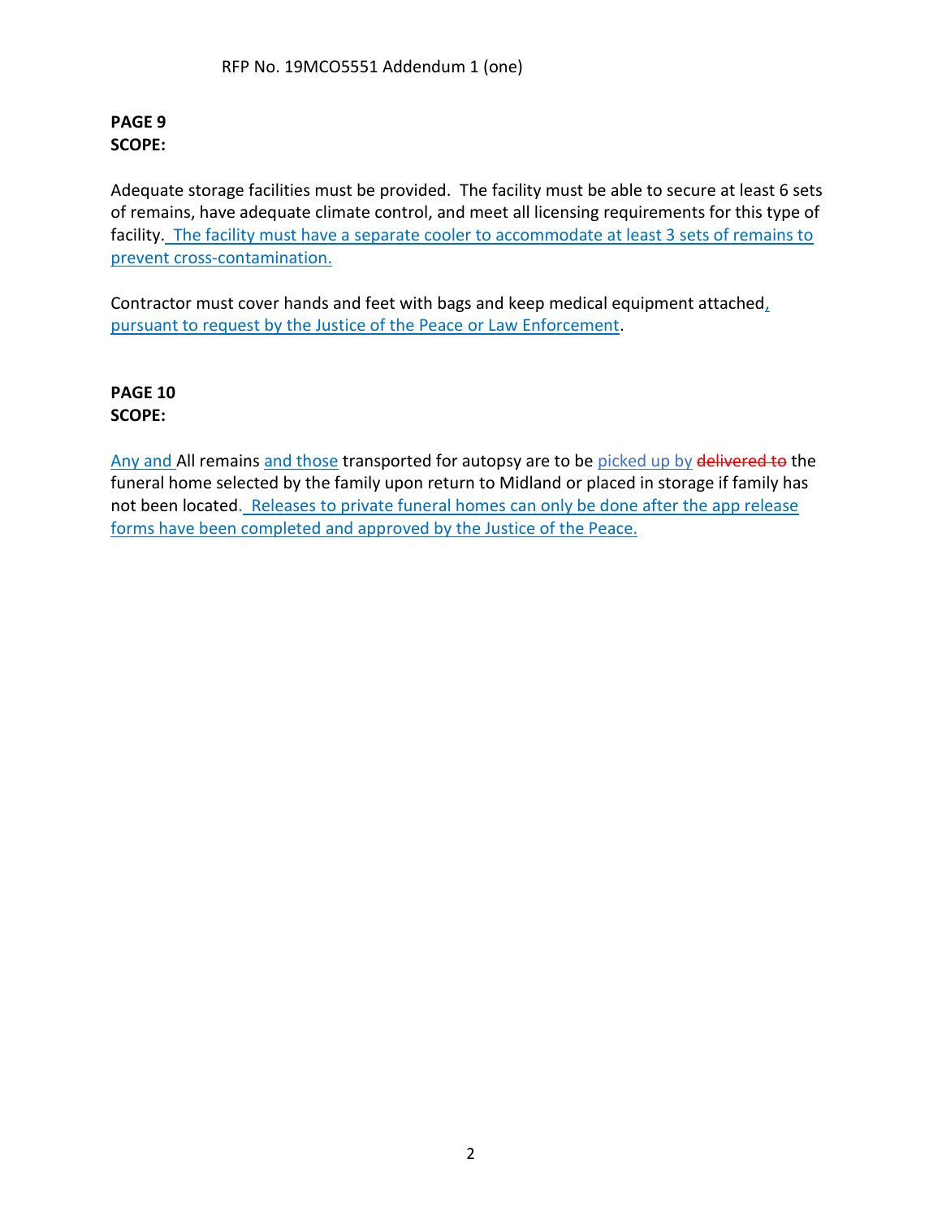RFP No. 19MCO5551 Addendum 1 (one)

**PAGE 9**
**SCOPE:**

Adequate storage facilities must be provided. The facility must be able to secure at least 6 sets of remains, have adequate climate control, and meet all licensing requirements for this type of facility. The facility must have a separate cooler to accommodate at least 3 sets of remains to prevent cross-contamination.

Contractor must cover hands and feet with bags and keep medical equipment attached, pursuant to request by the Justice of the Peace or Law Enforcement.

**PAGE 10**
**SCOPE:**

Any and All remains and those transported for autopsy are to be picked up by ~~delivered to~~ the funeral home selected by the family upon return to Midland or placed in storage if family has not been located. Releases to private funeral homes can only be done after the app release forms have been completed and approved by the Justice of the Peace.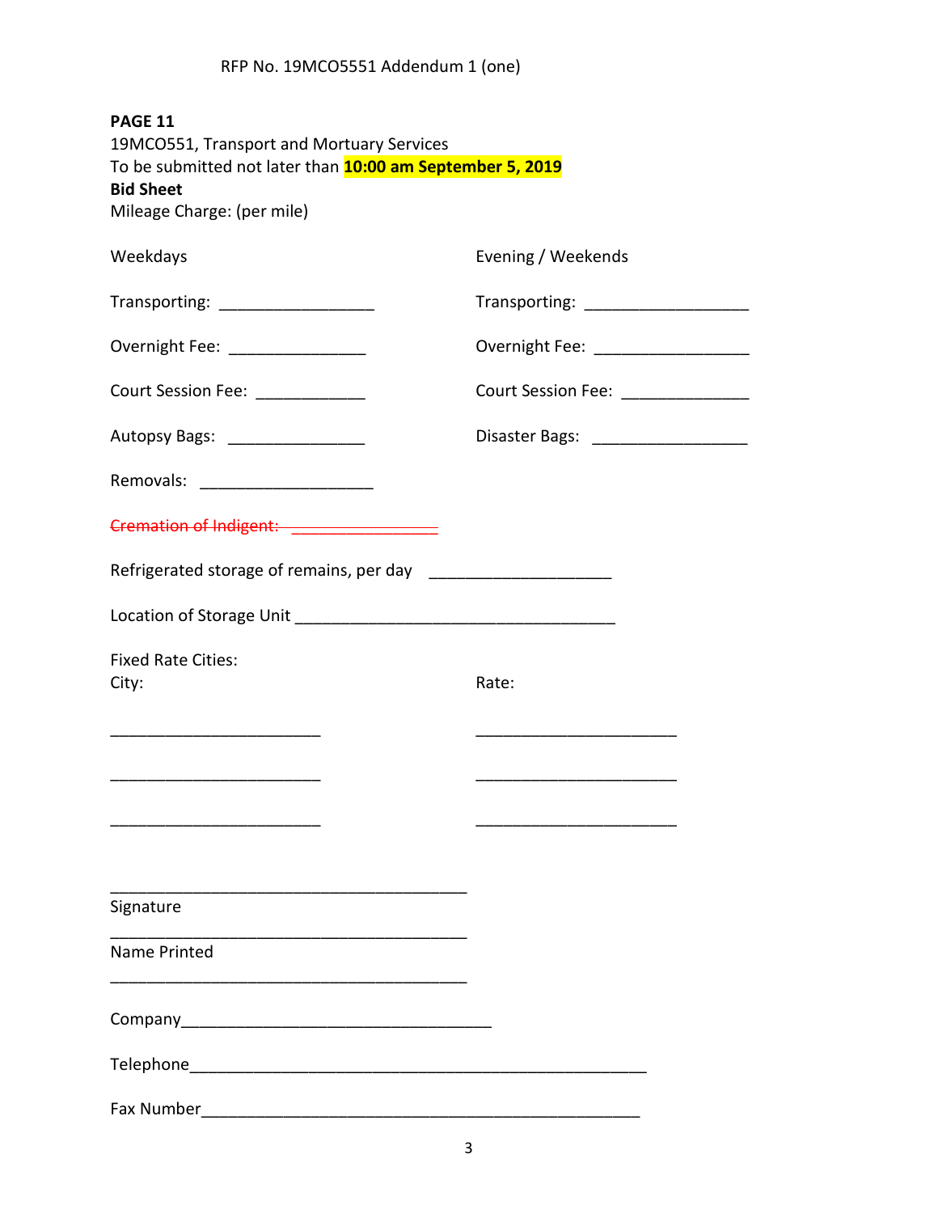RFP No. 19MCO5551 Addendum 1 (one)

**PAGE 11**

19MCO551, Transport and Mortuary Services

To be submitted not later than **10:00 am September 5, 2019**

**Bid Sheet**

Mileage Charge: (per mile)

| Weekdays | Evening / Weekends |
|---|---|
| Transporting: _________________ | Transporting: __________________ |
| Overnight Fee: _______________ | Overnight Fee: _________________ |
| Court Session Fee: ____________ | Court Session Fee: ______________ |
| Autopsy Bags: _______________ | Disaster Bags: _________________ |

Removals: ___________________

~~Cremation of Indigent: ________________~~

Refrigerated storage of remains, per day ____________________

Location of Storage Unit ___________________________________

Fixed Rate Cities:

| City: | Rate: |
|---|---|
| _______________________ | ______________________ |
| _______________________ | ______________________ |
| _______________________ | ______________________ |

_______________________________________

Signature

_______________________________________

Name Printed

_______________________________________

Company__________________________________

Telephone__________________________________________________

Fax Number________________________________________________